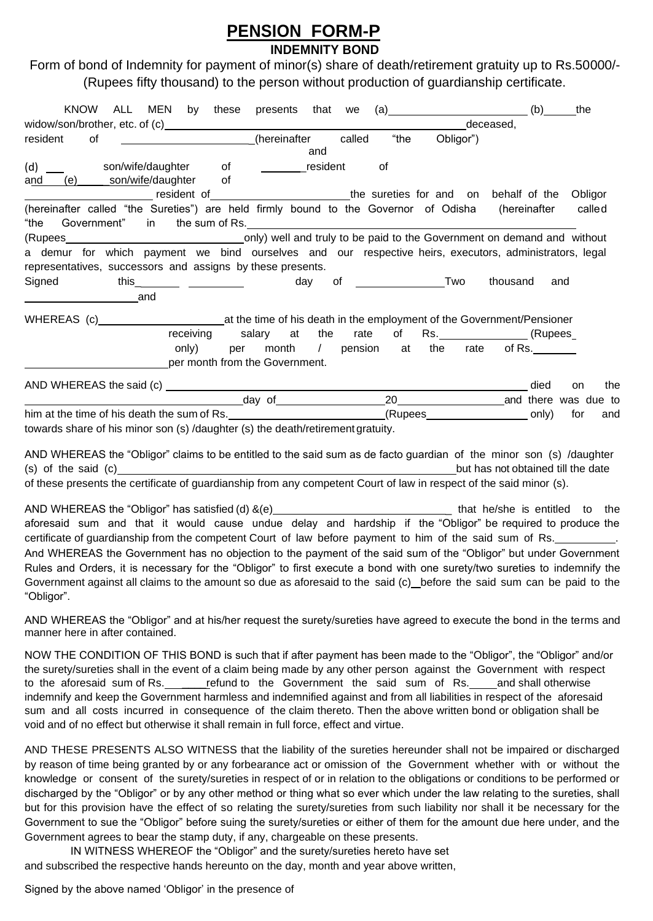// Pension Form-P, Indemnity Bond — page 1 transcription

# PENSION FORM-P

## INDEMNITY BOND

Form of bond of Indemnity for payment of minor(s) share of death/retirement gratuity up to Rs.50000/- (Rupees fifty thousand) to the person without production of guardianship certificate.

KNOW ALL MEN by these presents that we (a)______________________ (b)_____ the widow/son/brother, etc. of (c)______________________________________________ deceased, resident of ______________________(hereinafter called "the Obligor") and (d) ___ son/wife/daughter of _______ resident of and (e)_____ son/wife/daughter of ______________________ resident of ______________________ the sureties for and on behalf of the Obligor (hereinafter called "the Sureties") are held firmly bound to the Governor of Odisha (hereinafter called "the Government" in the sum of Rs.______________________________________ (Rupees______________________________only) well and truly to be paid to the Government on demand and without a demur for which payment we bind ourselves and our respective heirs, executors, administrators, legal representatives, successors and assigns by these presents.

Signed this_______ _________ day of ______________ Two thousand and ___________________ and

WHEREAS (c)_____________________ at the time of his death in the employment of the Government/Pensioner receiving salary at the rate of Rs.______________ (Rupees only) per month / pension at the rate of Rs._______ ______________________ per month from the Government.

AND WHEREAS the said (c) __________________________________________________________ died on the ______________________ day of_________________ 20_________________ and there was due to him at the time of his death the sum of Rs.________________________ (Rupees_________________ only) for and towards share of his minor son (s) /daughter (s) the death/retirement gratuity.

AND WHEREAS the "Obligor" claims to be entitled to the said sum as de facto guardian of the minor son (s) /daughter (s) of the said (c)________________________________________________________ but has not obtained till the date of these presents the certificate of guardianship from any competent Court of law in respect of the said minor (s).

AND WHEREAS the "Obligor" has satisfied (d) &(e)_____________________________ that he/she is entitled to the aforesaid sum and that it would cause undue delay and hardship if the "Obligor" be required to produce the certificate of guardianship from the competent Court of law before payment to him of the said sum of Rs.__________. And WHEREAS the Government has no objection to the payment of the said sum of the "Obligor" but under Government Rules and Orders, it is necessary for the "Obligor" to first execute a bond with one surety/two sureties to indemnify the Government against all claims to the amount so due as aforesaid to the said (c)__ before the said sum can be paid to the "Obligor".

AND WHEREAS the "Obligor" and at his/her request the surety/sureties have agreed to execute the bond in the terms and manner here in after contained.

NOW THE CONDITION OF THIS BOND is such that if after payment has been made to the "Obligor", the "Obligor" and/or the surety/sureties shall in the event of a claim being made by any other person against the Government with respect to the aforesaid sum of Rs.____ refund to the Government the said sum of Rs.____ and shall otherwise indemnify and keep the Government harmless and indemnified against and from all liabilities in respect of the aforesaid sum and all costs incurred in consequence of the claim thereto. Then the above written bond or obligation shall be void and of no effect but otherwise it shall remain in full force, effect and virtue.

AND THESE PRESENTS ALSO WITNESS that the liability of the sureties hereunder shall not be impaired or discharged by reason of time being granted by or any forbearance act or omission of the Government whether with or without the knowledge or consent of the surety/sureties in respect of or in relation to the obligations or conditions to be performed or discharged by the "Obligor" or by any other method or thing what so ever which under the law relating to the sureties, shall but for this provision have the effect of so relating the surety/sureties from such liability nor shall it be necessary for the Government to sue the "Obligor" before suing the surety/sureties or either of them for the amount due here under, and the Government agrees to bear the stamp duty, if any, chargeable on these presents.

IN WITNESS WHEREOF the "Obligor" and the surety/sureties hereto have set and subscribed the respective hands hereunto on the day, month and year above written,

Signed by the above named 'Obligor' in the presence of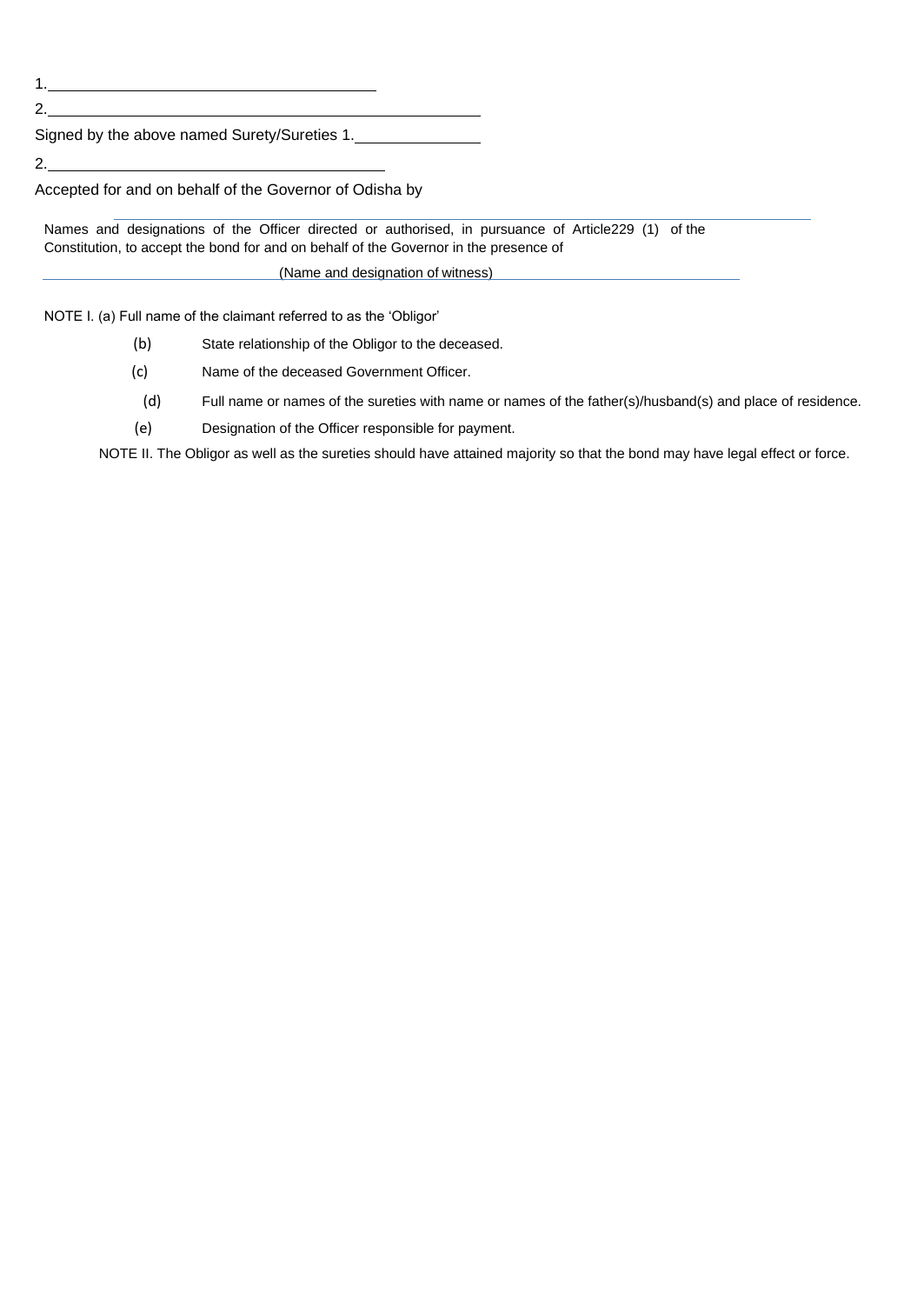1.\_\_\_\_\_\_\_\_\_\_\_\_\_\_\_\_\_\_\_\_\_\_\_\_\_\_\_\_\_\_\_\_\_\_\_\_\_\_

2.\_\_\_\_\_\_\_\_\_\_\_\_\_\_\_\_\_\_\_\_\_\_\_\_\_\_\_\_\_\_\_\_\_\_\_\_\_\_\_\_\_\_\_\_\_\_\_\_\_\_

Signed by the above named Surety/Sureties 1.\_\_\_\_\_\_\_\_\_\_\_\_\_\_\_

2.\_\_\_\_\_\_\_\_\_\_\_\_\_\_\_\_\_\_\_\_\_\_\_\_\_\_\_\_\_\_\_\_\_\_\_\_\_\_\_\_

Accepted for and on behalf of the Governor of Odisha by

\_\_\_\_\_\_\_\_\_\_\_\_\_\_\_\_\_\_\_\_\_\_\_\_\_\_\_\_\_\_\_\_\_\_\_\_\_\_\_\_\_\_\_\_\_\_\_\_\_\_\_\_\_\_\_\_\_\_\_\_\_\_\_\_\_\_\_\_\_\_\_\_\_\_\_\_\_\_

Names and designations of the Officer directed or authorised, in pursuance of Article229 (1) of the Constitution, to accept the bond for and on behalf of the Governor in the presence of

\_\_\_\_\_\_\_\_\_\_\_\_\_\_\_\_\_\_\_\_\_\_\_\_\_\_\_\_\_\_\_\_\_\_\_\_\_\_\_\_\_\_\_\_\_\_\_\_\_\_\_\_\_\_\_\_\_\_\_\_\_\_\_\_\_\_\_\_\_\_\_\_\_\_\_\_\_\_

(Name and designation of witness)

NOTE I. (a) Full name of the claimant referred to as the 'Obligor'

(b) State relationship of the Obligor to the deceased.

(c) Name of the deceased Government Officer.

(d) Full name or names of the sureties with name or names of the father(s)/husband(s) and place of residence.

(e) Designation of the Officer responsible for payment.

NOTE II. The Obligor as well as the sureties should have attained majority so that the bond may have legal effect or force.